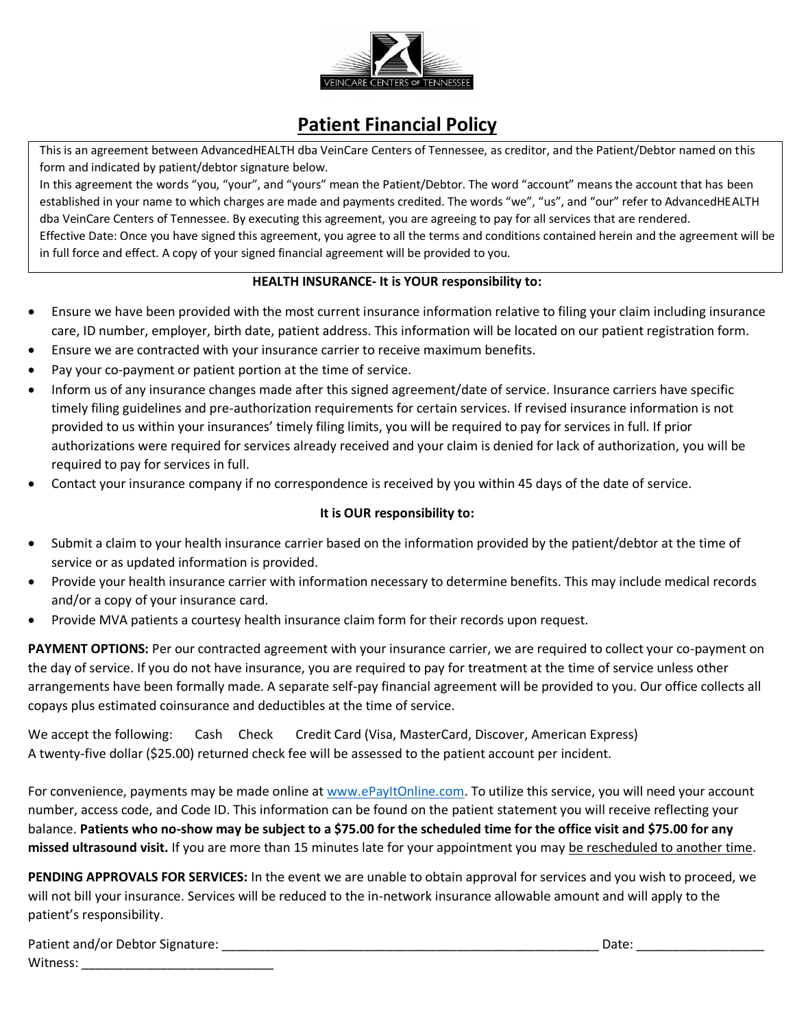VEINCARE CENTERS OF TENNESSEE

# Patient Financial Policy

This is an agreement between AdvancedHEALTH dba VeinCare Centers of Tennessee, as creditor, and the Patient/Debtor named on this form and indicated by patient/debtor signature below.
In this agreement the words "you, "your", and "yours" mean the Patient/Debtor. The word "account" means the account that has been established in your name to which charges are made and payments credited. The words "we", "us", and "our" refer to AdvancedHEALTH dba VeinCare Centers of Tennessee. By executing this agreement, you are agreeing to pay for all services that are rendered.
Effective Date: Once you have signed this agreement, you agree to all the terms and conditions contained herein and the agreement will be in full force and effect. A copy of your signed financial agreement will be provided to you.

**HEALTH INSURANCE- It is YOUR responsibility to:**

- Ensure we have been provided with the most current insurance information relative to filing your claim including insurance care, ID number, employer, birth date, patient address. This information will be located on our patient registration form.
- Ensure we are contracted with your insurance carrier to receive maximum benefits.
- Pay your co-payment or patient portion at the time of service.
- Inform us of any insurance changes made after this signed agreement/date of service. Insurance carriers have specific timely filing guidelines and pre-authorization requirements for certain services. If revised insurance information is not provided to us within your insurances' timely filing limits, you will be required to pay for services in full. If prior authorizations were required for services already received and your claim is denied for lack of authorization, you will be required to pay for services in full.
- Contact your insurance company if no correspondence is received by you within 45 days of the date of service.

**It is OUR responsibility to:**

- Submit a claim to your health insurance carrier based on the information provided by the patient/debtor at the time of service or as updated information is provided.
- Provide your health insurance carrier with information necessary to determine benefits. This may include medical records and/or a copy of your insurance card.
- Provide MVA patients a courtesy health insurance claim form for their records upon request.

**PAYMENT OPTIONS:** Per our contracted agreement with your insurance carrier, we are required to collect your co-payment on the day of service. If you do not have insurance, you are required to pay for treatment at the time of service unless other arrangements have been formally made. A separate self-pay financial agreement will be provided to you. Our office collects all copays plus estimated coinsurance and deductibles at the time of service.

We accept the following: Cash Check Credit Card (Visa, MasterCard, Discover, American Express)
A twenty-five dollar ($25.00) returned check fee will be assessed to the patient account per incident.

For convenience, payments may be made online at www.ePayItOnline.com. To utilize this service, you will need your account number, access code, and Code ID. This information can be found on the patient statement you will receive reflecting your balance. **Patients who no-show may be subject to a $75.00 for the scheduled time for the office visit and $75.00 for any missed ultrasound visit.** If you are more than 15 minutes late for your appointment you may be rescheduled to another time.

**PENDING APPROVALS FOR SERVICES:** In the event we are unable to obtain approval for services and you wish to proceed, we will not bill your insurance. Services will be reduced to the in-network insurance allowable amount and will apply to the patient's responsibility.

Patient and/or Debtor Signature: ______________________________________________ Date: _______________
Witness: ________________________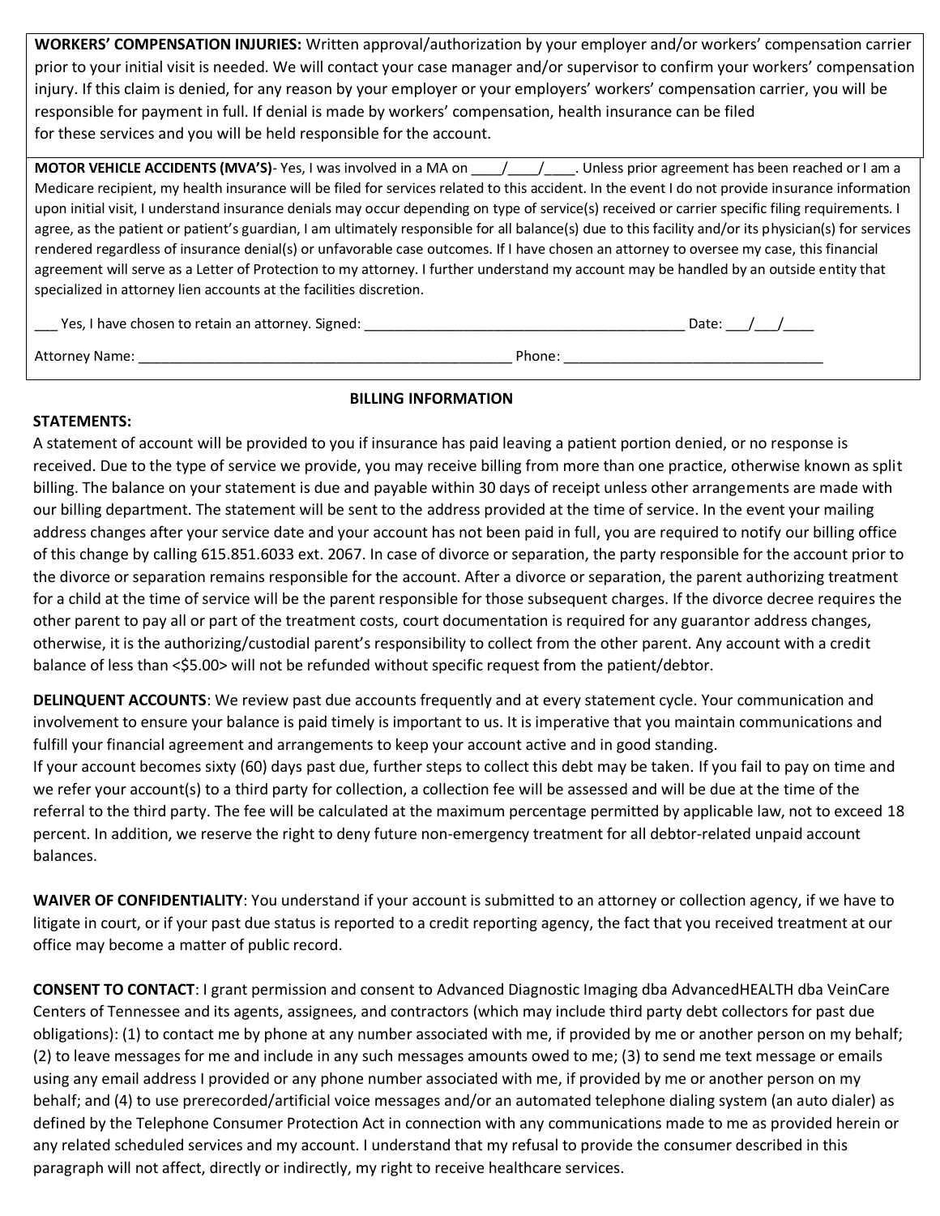**WORKERS' COMPENSATION INJURIES:** Written approval/authorization by your employer and/or workers' compensation carrier prior to your initial visit is needed. We will contact your case manager and/or supervisor to confirm your workers' compensation injury. If this claim is denied, for any reason by your employer or your employers' workers' compensation carrier, you will be responsible for payment in full. If denial is made by workers' compensation, health insurance can be filed for these services and you will be held responsible for the account.

**MOTOR VEHICLE ACCIDENTS (MVA'S)**- Yes, I was involved in a MA on ____/____/____. Unless prior agreement has been reached or I am a Medicare recipient, my health insurance will be filed for services related to this accident. In the event I do not provide insurance information upon initial visit, I understand insurance denials may occur depending on type of service(s) received or carrier specific filing requirements. I agree, as the patient or patient's guardian, I am ultimately responsible for all balance(s) due to this facility and/or its physician(s) for services rendered regardless of insurance denial(s) or unfavorable case outcomes. If I have chosen an attorney to oversee my case, this financial agreement will serve as a Letter of Protection to my attorney. I further understand my account may be handled by an outside entity that specialized in attorney lien accounts at the facilities discretion.

___ Yes, I have chosen to retain an attorney. Signed: ____________________________________________ Date: ___/___/____

Attorney Name: ___________________________________________________ Phone: ____________________________________

## BILLING INFORMATION

**STATEMENTS:**

A statement of account will be provided to you if insurance has paid leaving a patient portion denied, or no response is received. Due to the type of service we provide, you may receive billing from more than one practice, otherwise known as split billing. The balance on your statement is due and payable within 30 days of receipt unless other arrangements are made with our billing department. The statement will be sent to the address provided at the time of service. In the event your mailing address changes after your service date and your account has not been paid in full, you are required to notify our billing office of this change by calling 615.851.6033 ext. 2067. In case of divorce or separation, the party responsible for the account prior to the divorce or separation remains responsible for the account. After a divorce or separation, the parent authorizing treatment for a child at the time of service will be the parent responsible for those subsequent charges. If the divorce decree requires the other parent to pay all or part of the treatment costs, court documentation is required for any guarantor address changes, otherwise, it is the authorizing/custodial parent's responsibility to collect from the other parent. Any account with a credit balance of less than <$5.00> will not be refunded without specific request from the patient/debtor.

**DELINQUENT ACCOUNTS**: We review past due accounts frequently and at every statement cycle. Your communication and involvement to ensure your balance is paid timely is important to us. It is imperative that you maintain communications and fulfill your financial agreement and arrangements to keep your account active and in good standing.

If your account becomes sixty (60) days past due, further steps to collect this debt may be taken. If you fail to pay on time and we refer your account(s) to a third party for collection, a collection fee will be assessed and will be due at the time of the referral to the third party. The fee will be calculated at the maximum percentage permitted by applicable law, not to exceed 18 percent. In addition, we reserve the right to deny future non-emergency treatment for all debtor-related unpaid account balances.

**WAIVER OF CONFIDENTIALITY**: You understand if your account is submitted to an attorney or collection agency, if we have to litigate in court, or if your past due status is reported to a credit reporting agency, the fact that you received treatment at our office may become a matter of public record.

**CONSENT TO CONTACT**: I grant permission and consent to Advanced Diagnostic Imaging dba AdvancedHEALTH dba VeinCare Centers of Tennessee and its agents, assignees, and contractors (which may include third party debt collectors for past due obligations): (1) to contact me by phone at any number associated with me, if provided by me or another person on my behalf; (2) to leave messages for me and include in any such messages amounts owed to me; (3) to send me text message or emails using any email address I provided or any phone number associated with me, if provided by me or another person on my behalf; and (4) to use prerecorded/artificial voice messages and/or an automated telephone dialing system (an auto dialer) as defined by the Telephone Consumer Protection Act in connection with any communications made to me as provided herein or any related scheduled services and my account. I understand that my refusal to provide the consumer described in this paragraph will not affect, directly or indirectly, my right to receive healthcare services.